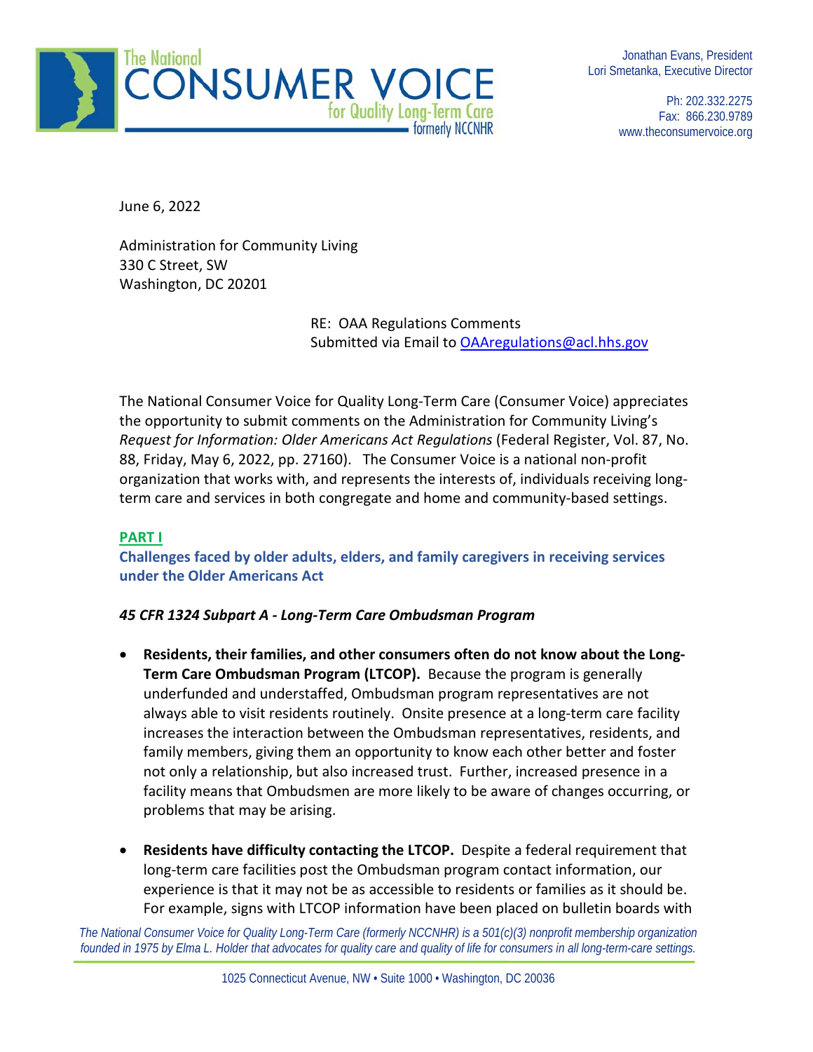# The National CONSUMER VOICE for Quality Long-Term Care

formerly NCCNHR

Jonathan Evans, President
Lori Smetanka, Executive Director

Ph: 202.332.2275
Fax: 866.230.9789
www.theconsumervoice.org

June 6, 2022

Administration for Community Living
330 C Street, SW
Washington, DC 20201

RE: OAA Regulations Comments
Submitted via Email to [OAAregulations@acl.hhs.gov](mailto:OAAregulations@acl.hhs.gov)

The National Consumer Voice for Quality Long-Term Care (Consumer Voice) appreciates the opportunity to submit comments on the Administration for Community Living's *Request for Information: Older Americans Act Regulations* (Federal Register, Vol. 87, No. 88, Friday, May 6, 2022, pp. 27160). The Consumer Voice is a national non-profit organization that works with, and represents the interests of, individuals receiving long-term care and services in both congregate and home and community-based settings.

## PART I

## Challenges faced by older adults, elders, and family caregivers in receiving services under the Older Americans Act

### *45 CFR 1324 Subpart A - Long-Term Care Ombudsman Program*

- **Residents, their families, and other consumers often do not know about the Long-Term Care Ombudsman Program (LTCOP).** Because the program is generally underfunded and understaffed, Ombudsman program representatives are not always able to visit residents routinely. Onsite presence at a long-term care facility increases the interaction between the Ombudsman representatives, residents, and family members, giving them an opportunity to know each other better and foster not only a relationship, but also increased trust. Further, increased presence in a facility means that Ombudsmen are more likely to be aware of changes occurring, or problems that may be arising.

- **Residents have difficulty contacting the LTCOP.** Despite a federal requirement that long-term care facilities post the Ombudsman program contact information, our experience is that it may not be as accessible to residents or families as it should be. For example, signs with LTCOP information have been placed on bulletin boards with

*The National Consumer Voice for Quality Long-Term Care (formerly NCCNHR) is a 501(c)(3) nonprofit membership organization founded in 1975 by Elma L. Holder that advocates for quality care and quality of life for consumers in all long-term-care settings.*

1025 Connecticut Avenue, NW • Suite 1000 • Washington, DC 20036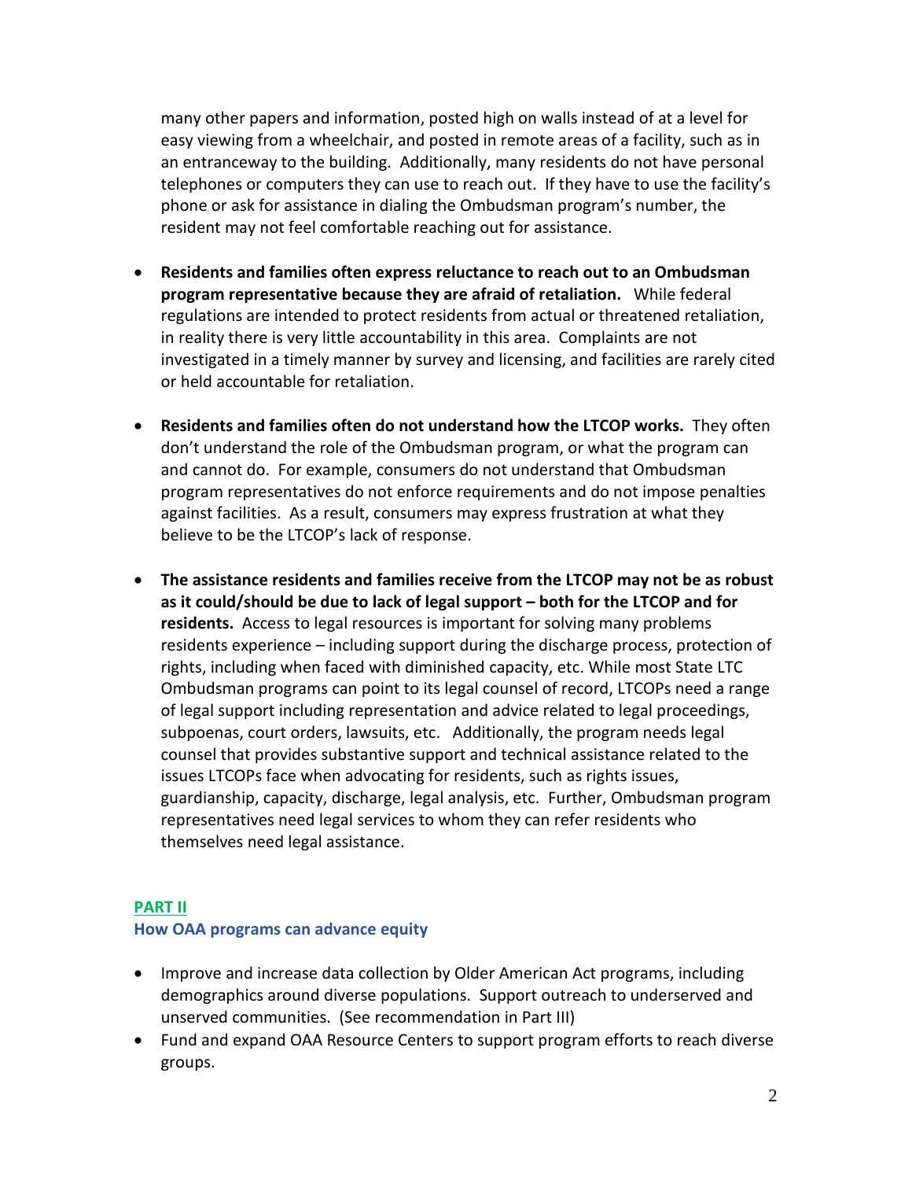many other papers and information, posted high on walls instead of at a level for easy viewing from a wheelchair, and posted in remote areas of a facility, such as in an entranceway to the building. Additionally, many residents do not have personal telephones or computers they can use to reach out. If they have to use the facility's phone or ask for assistance in dialing the Ombudsman program's number, the resident may not feel comfortable reaching out for assistance.

- **Residents and families often express reluctance to reach out to an Ombudsman program representative because they are afraid of retaliation.** While federal regulations are intended to protect residents from actual or threatened retaliation, in reality there is very little accountability in this area. Complaints are not investigated in a timely manner by survey and licensing, and facilities are rarely cited or held accountable for retaliation.

- **Residents and families often do not understand how the LTCOP works.** They often don't understand the role of the Ombudsman program, or what the program can and cannot do. For example, consumers do not understand that Ombudsman program representatives do not enforce requirements and do not impose penalties against facilities. As a result, consumers may express frustration at what they believe to be the LTCOP's lack of response.

- **The assistance residents and families receive from the LTCOP may not be as robust as it could/should be due to lack of legal support – both for the LTCOP and for residents.** Access to legal resources is important for solving many problems residents experience – including support during the discharge process, protection of rights, including when faced with diminished capacity, etc. While most State LTC Ombudsman programs can point to its legal counsel of record, LTCOPs need a range of legal support including representation and advice related to legal proceedings, subpoenas, court orders, lawsuits, etc. Additionally, the program needs legal counsel that provides substantive support and technical assistance related to the issues LTCOPs face when advocating for residents, such as rights issues, guardianship, capacity, discharge, legal analysis, etc. Further, Ombudsman program representatives need legal services to whom they can refer residents who themselves need legal assistance.

## PART II

### How OAA programs can advance equity

- Improve and increase data collection by Older American Act programs, including demographics around diverse populations. Support outreach to underserved and unserved communities. (See recommendation in Part III)
- Fund and expand OAA Resource Centers to support program efforts to reach diverse groups.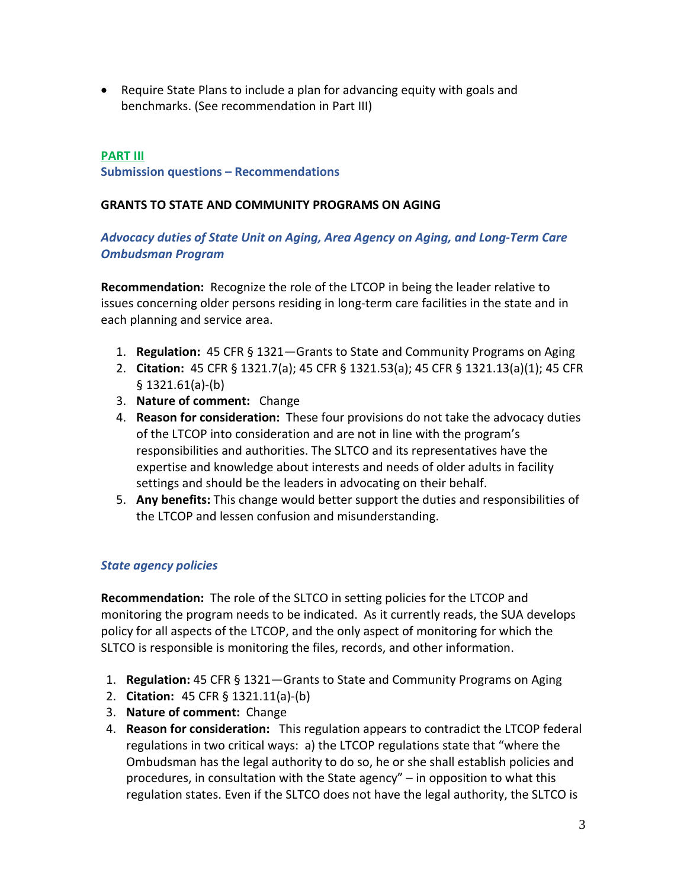- Require State Plans to include a plan for advancing equity with goals and benchmarks. (See recommendation in Part III)

## PART III

**Submission questions – Recommendations**

### GRANTS TO STATE AND COMMUNITY PROGRAMS ON AGING

***Advocacy duties of State Unit on Aging, Area Agency on Aging, and Long-Term Care Ombudsman Program***

**Recommendation:** Recognize the role of the LTCOP in being the leader relative to issues concerning older persons residing in long-term care facilities in the state and in each planning and service area.

1. **Regulation:** 45 CFR § 1321—Grants to State and Community Programs on Aging
2. **Citation:** 45 CFR § 1321.7(a); 45 CFR § 1321.53(a); 45 CFR § 1321.13(a)(1); 45 CFR § 1321.61(a)-(b)
3. **Nature of comment:** Change
4. **Reason for consideration:** These four provisions do not take the advocacy duties of the LTCOP into consideration and are not in line with the program's responsibilities and authorities. The SLTCO and its representatives have the expertise and knowledge about interests and needs of older adults in facility settings and should be the leaders in advocating on their behalf.
5. **Any benefits:** This change would better support the duties and responsibilities of the LTCOP and lessen confusion and misunderstanding.

***State agency policies***

**Recommendation:** The role of the SLTCO in setting policies for the LTCOP and monitoring the program needs to be indicated. As it currently reads, the SUA develops policy for all aspects of the LTCOP, and the only aspect of monitoring for which the SLTCO is responsible is monitoring the files, records, and other information.

1. **Regulation:** 45 CFR § 1321—Grants to State and Community Programs on Aging
2. **Citation:** 45 CFR § 1321.11(a)-(b)
3. **Nature of comment:** Change
4. **Reason for consideration:** This regulation appears to contradict the LTCOP federal regulations in two critical ways: a) the LTCOP regulations state that "where the Ombudsman has the legal authority to do so, he or she shall establish policies and procedures, in consultation with the State agency" – in opposition to what this regulation states. Even if the SLTCO does not have the legal authority, the SLTCO is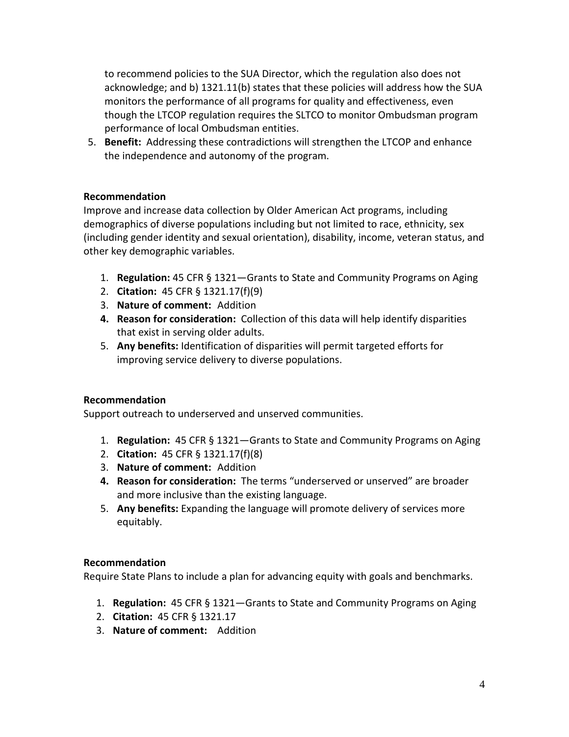to recommend policies to the SUA Director, which the regulation also does not acknowledge; and b) 1321.11(b) states that these policies will address how the SUA monitors the performance of all programs for quality and effectiveness, even though the LTCOP regulation requires the SLTCO to monitor Ombudsman program performance of local Ombudsman entities.

5. **Benefit:** Addressing these contradictions will strengthen the LTCOP and enhance the independence and autonomy of the program.

**Recommendation**

Improve and increase data collection by Older American Act programs, including demographics of diverse populations including but not limited to race, ethnicity, sex (including gender identity and sexual orientation), disability, income, veteran status, and other key demographic variables.

1. **Regulation:** 45 CFR § 1321—Grants to State and Community Programs on Aging
2. **Citation:** 45 CFR § 1321.17(f)(9)
3. **Nature of comment:** Addition
4. **Reason for consideration:** Collection of this data will help identify disparities that exist in serving older adults.
5. **Any benefits:** Identification of disparities will permit targeted efforts for improving service delivery to diverse populations.

**Recommendation**

Support outreach to underserved and unserved communities.

1. **Regulation:** 45 CFR § 1321—Grants to State and Community Programs on Aging
2. **Citation:** 45 CFR § 1321.17(f)(8)
3. **Nature of comment:** Addition
4. **Reason for consideration:** The terms "underserved or unserved" are broader and more inclusive than the existing language.
5. **Any benefits:** Expanding the language will promote delivery of services more equitably.

**Recommendation**

Require State Plans to include a plan for advancing equity with goals and benchmarks.

1. **Regulation:** 45 CFR § 1321—Grants to State and Community Programs on Aging
2. **Citation:** 45 CFR § 1321.17
3. **Nature of comment:** Addition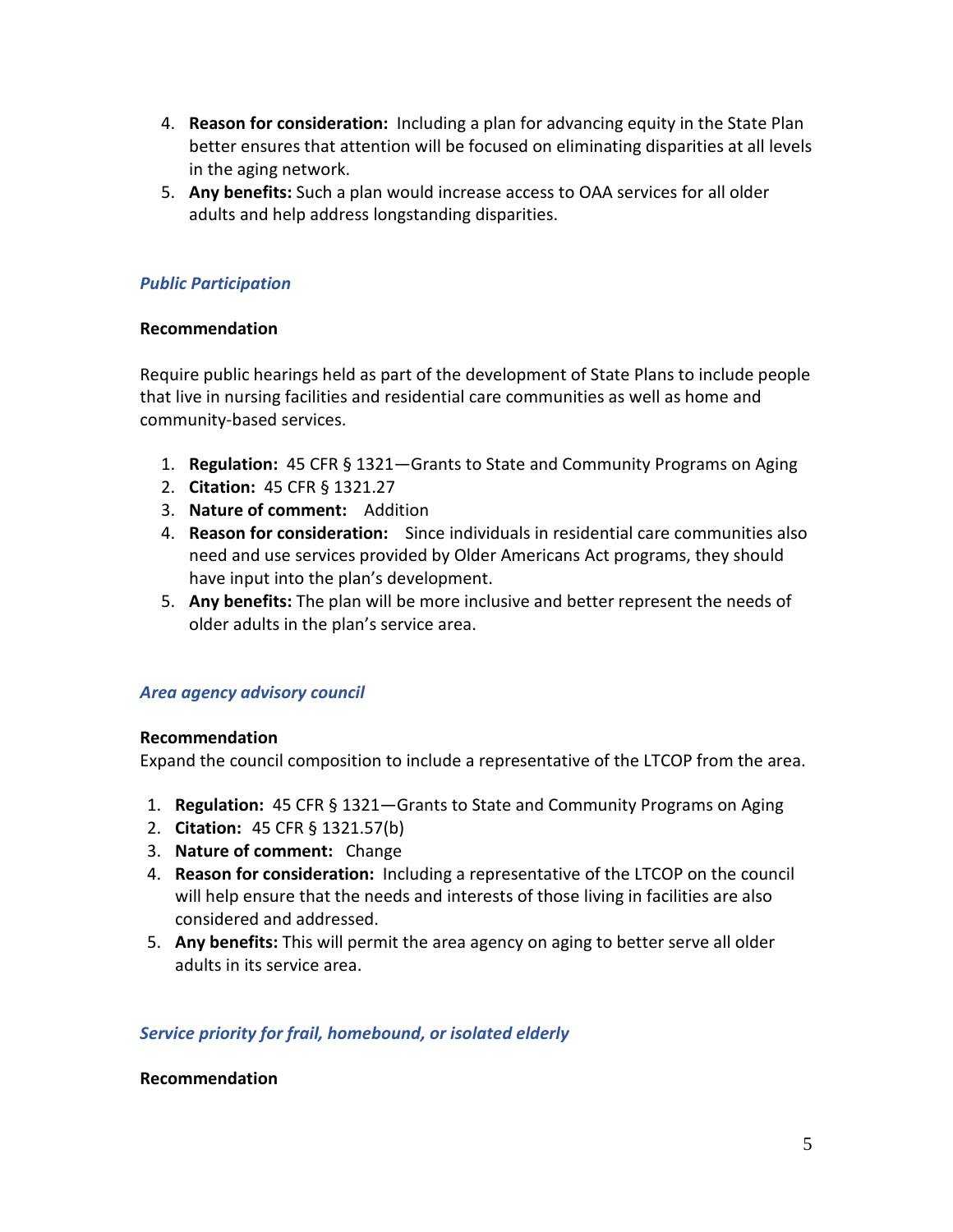4. **Reason for consideration:** Including a plan for advancing equity in the State Plan better ensures that attention will be focused on eliminating disparities at all levels in the aging network.
5. **Any benefits:** Such a plan would increase access to OAA services for all older adults and help address longstanding disparities.

### *Public Participation*

**Recommendation**

Require public hearings held as part of the development of State Plans to include people that live in nursing facilities and residential care communities as well as home and community-based services.

1. **Regulation:** 45 CFR § 1321—Grants to State and Community Programs on Aging
2. **Citation:** 45 CFR § 1321.27
3. **Nature of comment:** Addition
4. **Reason for consideration:** Since individuals in residential care communities also need and use services provided by Older Americans Act programs, they should have input into the plan's development.
5. **Any benefits:** The plan will be more inclusive and better represent the needs of older adults in the plan's service area.

### *Area agency advisory council*

**Recommendation**

Expand the council composition to include a representative of the LTCOP from the area.

1. **Regulation:** 45 CFR § 1321—Grants to State and Community Programs on Aging
2. **Citation:** 45 CFR § 1321.57(b)
3. **Nature of comment:** Change
4. **Reason for consideration:** Including a representative of the LTCOP on the council will help ensure that the needs and interests of those living in facilities are also considered and addressed.
5. **Any benefits:** This will permit the area agency on aging to better serve all older adults in its service area.

### *Service priority for frail, homebound, or isolated elderly*

**Recommendation**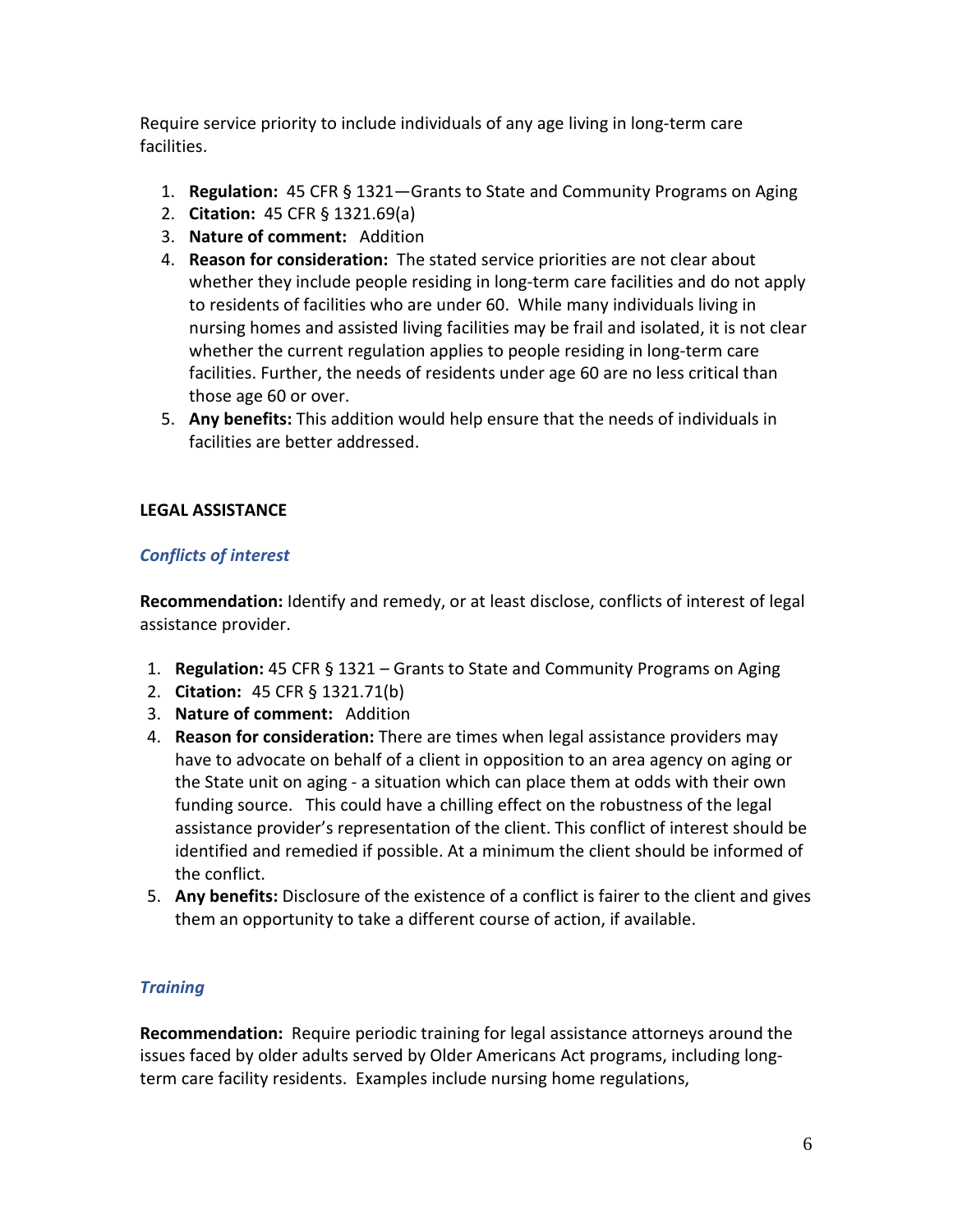Require service priority to include individuals of any age living in long-term care facilities.

1. **Regulation:** 45 CFR § 1321—Grants to State and Community Programs on Aging
2. **Citation:** 45 CFR § 1321.69(a)
3. **Nature of comment:** Addition
4. **Reason for consideration:** The stated service priorities are not clear about whether they include people residing in long-term care facilities and do not apply to residents of facilities who are under 60. While many individuals living in nursing homes and assisted living facilities may be frail and isolated, it is not clear whether the current regulation applies to people residing in long-term care facilities. Further, the needs of residents under age 60 are no less critical than those age 60 or over.
5. **Any benefits:** This addition would help ensure that the needs of individuals in facilities are better addressed.

**LEGAL ASSISTANCE**

***Conflicts of interest***

**Recommendation:** Identify and remedy, or at least disclose, conflicts of interest of legal assistance provider.

1. **Regulation:** 45 CFR § 1321 – Grants to State and Community Programs on Aging
2. **Citation:** 45 CFR § 1321.71(b)
3. **Nature of comment:** Addition
4. **Reason for consideration:** There are times when legal assistance providers may have to advocate on behalf of a client in opposition to an area agency on aging or the State unit on aging - a situation which can place them at odds with their own funding source. This could have a chilling effect on the robustness of the legal assistance provider's representation of the client. This conflict of interest should be identified and remedied if possible. At a minimum the client should be informed of the conflict.
5. **Any benefits:** Disclosure of the existence of a conflict is fairer to the client and gives them an opportunity to take a different course of action, if available.

***Training***

**Recommendation:** Require periodic training for legal assistance attorneys around the issues faced by older adults served by Older Americans Act programs, including long-term care facility residents. Examples include nursing home regulations,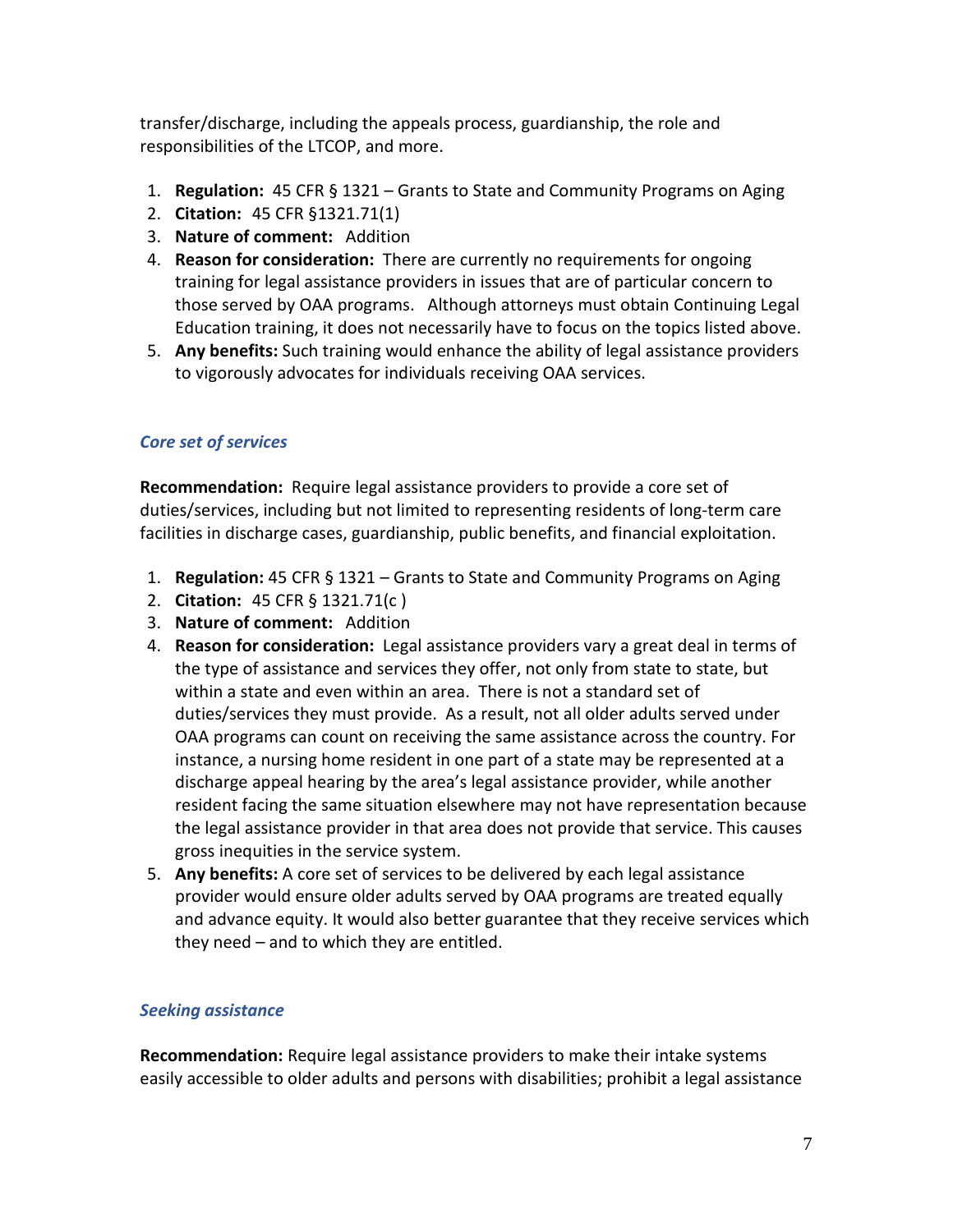transfer/discharge, including the appeals process, guardianship, the role and responsibilities of the LTCOP, and more.

1. **Regulation:** 45 CFR § 1321 – Grants to State and Community Programs on Aging
2. **Citation:** 45 CFR §1321.71(1)
3. **Nature of comment:** Addition
4. **Reason for consideration:** There are currently no requirements for ongoing training for legal assistance providers in issues that are of particular concern to those served by OAA programs. Although attorneys must obtain Continuing Legal Education training, it does not necessarily have to focus on the topics listed above.
5. **Any benefits:** Such training would enhance the ability of legal assistance providers to vigorously advocates for individuals receiving OAA services.

### *Core set of services*

**Recommendation:** Require legal assistance providers to provide a core set of duties/services, including but not limited to representing residents of long-term care facilities in discharge cases, guardianship, public benefits, and financial exploitation.

1. **Regulation:** 45 CFR § 1321 – Grants to State and Community Programs on Aging
2. **Citation:** 45 CFR § 1321.71(c )
3. **Nature of comment:** Addition
4. **Reason for consideration:** Legal assistance providers vary a great deal in terms of the type of assistance and services they offer, not only from state to state, but within a state and even within an area. There is not a standard set of duties/services they must provide. As a result, not all older adults served under OAA programs can count on receiving the same assistance across the country. For instance, a nursing home resident in one part of a state may be represented at a discharge appeal hearing by the area's legal assistance provider, while another resident facing the same situation elsewhere may not have representation because the legal assistance provider in that area does not provide that service. This causes gross inequities in the service system.
5. **Any benefits:** A core set of services to be delivered by each legal assistance provider would ensure older adults served by OAA programs are treated equally and advance equity. It would also better guarantee that they receive services which they need – and to which they are entitled.

### *Seeking assistance*

**Recommendation:** Require legal assistance providers to make their intake systems easily accessible to older adults and persons with disabilities; prohibit a legal assistance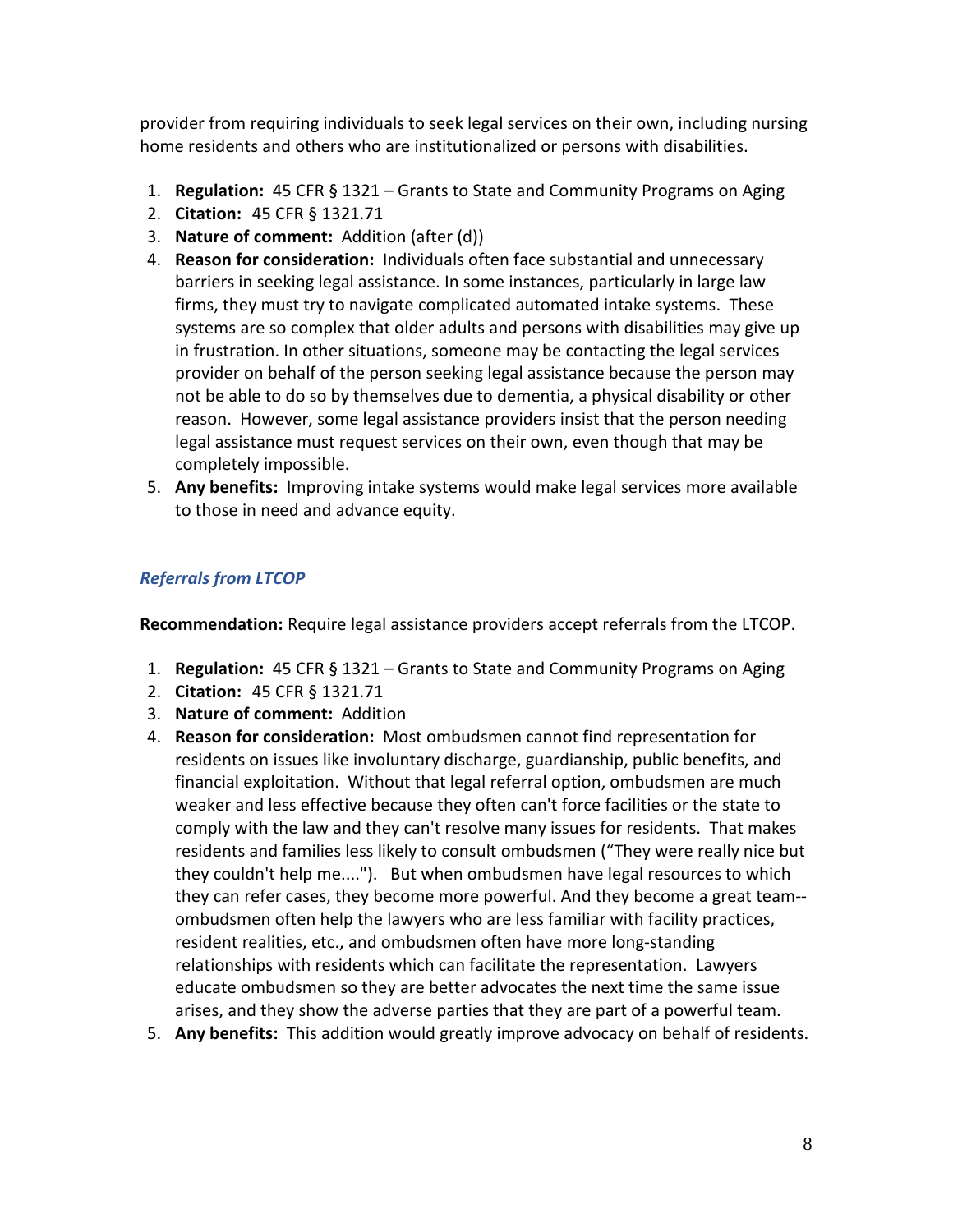provider from requiring individuals to seek legal services on their own, including nursing home residents and others who are institutionalized or persons with disabilities.

1. **Regulation:** 45 CFR § 1321 – Grants to State and Community Programs on Aging
2. **Citation:** 45 CFR § 1321.71
3. **Nature of comment:** Addition (after (d))
4. **Reason for consideration:** Individuals often face substantial and unnecessary barriers in seeking legal assistance. In some instances, particularly in large law firms, they must try to navigate complicated automated intake systems. These systems are so complex that older adults and persons with disabilities may give up in frustration. In other situations, someone may be contacting the legal services provider on behalf of the person seeking legal assistance because the person may not be able to do so by themselves due to dementia, a physical disability or other reason. However, some legal assistance providers insist that the person needing legal assistance must request services on their own, even though that may be completely impossible.
5. **Any benefits:** Improving intake systems would make legal services more available to those in need and advance equity.

### *Referrals from LTCOP*

**Recommendation:** Require legal assistance providers accept referrals from the LTCOP.

1. **Regulation:** 45 CFR § 1321 – Grants to State and Community Programs on Aging
2. **Citation:** 45 CFR § 1321.71
3. **Nature of comment:** Addition
4. **Reason for consideration:** Most ombudsmen cannot find representation for residents on issues like involuntary discharge, guardianship, public benefits, and financial exploitation. Without that legal referral option, ombudsmen are much weaker and less effective because they often can't force facilities or the state to comply with the law and they can't resolve many issues for residents. That makes residents and families less likely to consult ombudsmen ("They were really nice but they couldn't help me...."). But when ombudsmen have legal resources to which they can refer cases, they become more powerful. And they become a great team--ombudsmen often help the lawyers who are less familiar with facility practices, resident realities, etc., and ombudsmen often have more long-standing relationships with residents which can facilitate the representation. Lawyers educate ombudsmen so they are better advocates the next time the same issue arises, and they show the adverse parties that they are part of a powerful team.
5. **Any benefits:** This addition would greatly improve advocacy on behalf of residents.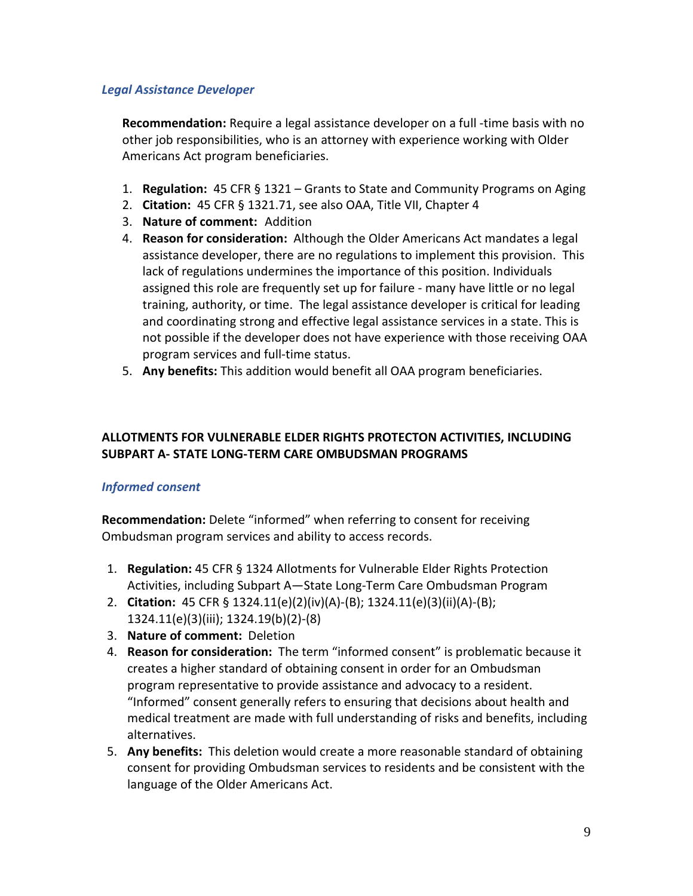### *Legal Assistance Developer*

**Recommendation:** Require a legal assistance developer on a full -time basis with no other job responsibilities, who is an attorney with experience working with Older Americans Act program beneficiaries.

1. **Regulation:** 45 CFR § 1321 – Grants to State and Community Programs on Aging
2. **Citation:** 45 CFR § 1321.71, see also OAA, Title VII, Chapter 4
3. **Nature of comment:** Addition
4. **Reason for consideration:** Although the Older Americans Act mandates a legal assistance developer, there are no regulations to implement this provision. This lack of regulations undermines the importance of this position. Individuals assigned this role are frequently set up for failure - many have little or no legal training, authority, or time. The legal assistance developer is critical for leading and coordinating strong and effective legal assistance services in a state. This is not possible if the developer does not have experience with those receiving OAA program services and full-time status.
5. **Any benefits:** This addition would benefit all OAA program beneficiaries.

## ALLOTMENTS FOR VULNERABLE ELDER RIGHTS PROTECTON ACTIVITIES, INCLUDING SUBPART A- STATE LONG-TERM CARE OMBUDSMAN PROGRAMS

### *Informed consent*

**Recommendation:** Delete "informed" when referring to consent for receiving Ombudsman program services and ability to access records.

1. **Regulation:** 45 CFR § 1324 Allotments for Vulnerable Elder Rights Protection Activities, including Subpart A—State Long-Term Care Ombudsman Program
2. **Citation:** 45 CFR § 1324.11(e)(2)(iv)(A)-(B); 1324.11(e)(3)(ii)(A)-(B); 1324.11(e)(3)(iii); 1324.19(b)(2)-(8)
3. **Nature of comment:** Deletion
4. **Reason for consideration:** The term "informed consent" is problematic because it creates a higher standard of obtaining consent in order for an Ombudsman program representative to provide assistance and advocacy to a resident. "Informed" consent generally refers to ensuring that decisions about health and medical treatment are made with full understanding of risks and benefits, including alternatives.
5. **Any benefits:** This deletion would create a more reasonable standard of obtaining consent for providing Ombudsman services to residents and be consistent with the language of the Older Americans Act.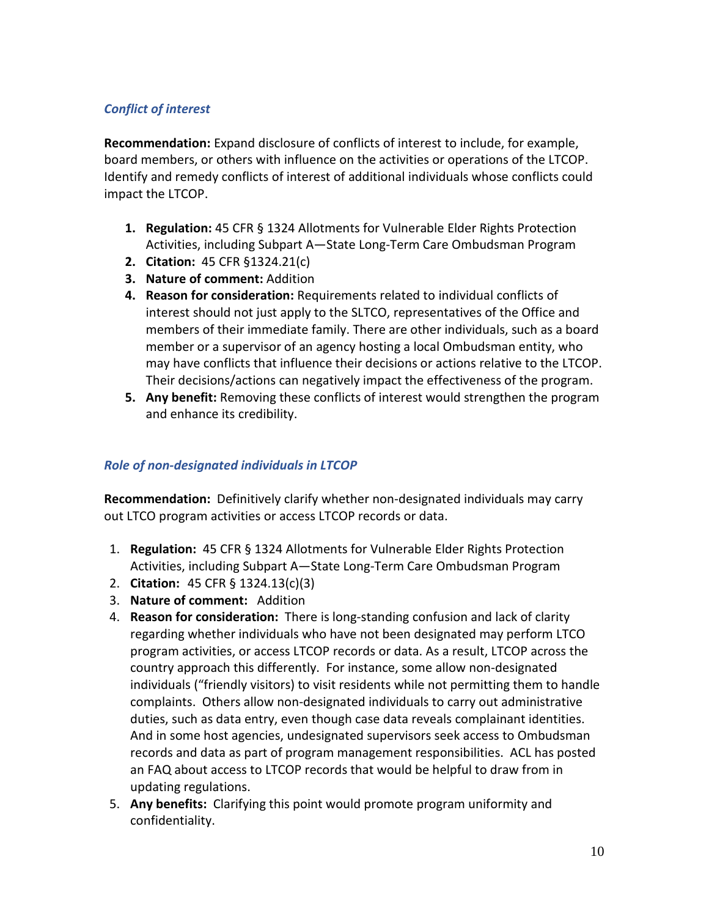### *Conflict of interest*

**Recommendation:** Expand disclosure of conflicts of interest to include, for example, board members, or others with influence on the activities or operations of the LTCOP. Identify and remedy conflicts of interest of additional individuals whose conflicts could impact the LTCOP.

1. **Regulation:** 45 CFR § 1324 Allotments for Vulnerable Elder Rights Protection Activities, including Subpart A—State Long-Term Care Ombudsman Program
2. **Citation:** 45 CFR §1324.21(c)
3. **Nature of comment:** Addition
4. **Reason for consideration:** Requirements related to individual conflicts of interest should not just apply to the SLTCO, representatives of the Office and members of their immediate family. There are other individuals, such as a board member or a supervisor of an agency hosting a local Ombudsman entity, who may have conflicts that influence their decisions or actions relative to the LTCOP. Their decisions/actions can negatively impact the effectiveness of the program.
5. **Any benefit:** Removing these conflicts of interest would strengthen the program and enhance its credibility.

### *Role of non-designated individuals in LTCOP*

**Recommendation:** Definitively clarify whether non-designated individuals may carry out LTCO program activities or access LTCOP records or data.

1. **Regulation:** 45 CFR § 1324 Allotments for Vulnerable Elder Rights Protection Activities, including Subpart A—State Long-Term Care Ombudsman Program
2. **Citation:** 45 CFR § 1324.13(c)(3)
3. **Nature of comment:** Addition
4. **Reason for consideration:** There is long-standing confusion and lack of clarity regarding whether individuals who have not been designated may perform LTCO program activities, or access LTCOP records or data. As a result, LTCOP across the country approach this differently. For instance, some allow non-designated individuals ("friendly visitors) to visit residents while not permitting them to handle complaints. Others allow non-designated individuals to carry out administrative duties, such as data entry, even though case data reveals complainant identities. And in some host agencies, undesignated supervisors seek access to Ombudsman records and data as part of program management responsibilities. ACL has posted an FAQ about access to LTCOP records that would be helpful to draw from in updating regulations.
5. **Any benefits:** Clarifying this point would promote program uniformity and confidentiality.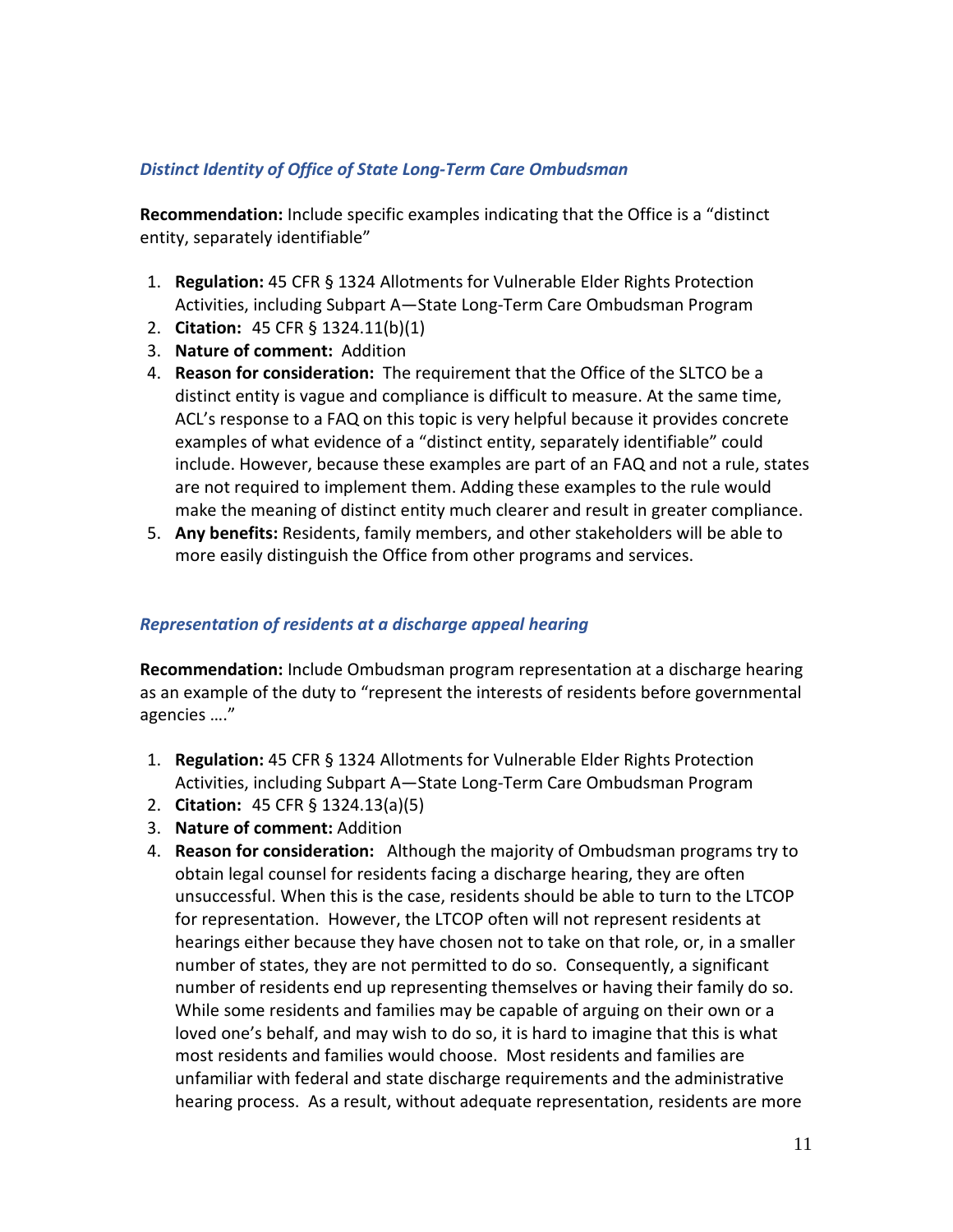### *Distinct Identity of Office of State Long-Term Care Ombudsman*

**Recommendation:** Include specific examples indicating that the Office is a "distinct entity, separately identifiable"

1. **Regulation:** 45 CFR § 1324 Allotments for Vulnerable Elder Rights Protection Activities, including Subpart A—State Long-Term Care Ombudsman Program
2. **Citation:** 45 CFR § 1324.11(b)(1)
3. **Nature of comment:** Addition
4. **Reason for consideration:** The requirement that the Office of the SLTCO be a distinct entity is vague and compliance is difficult to measure. At the same time, ACL's response to a FAQ on this topic is very helpful because it provides concrete examples of what evidence of a "distinct entity, separately identifiable" could include. However, because these examples are part of an FAQ and not a rule, states are not required to implement them. Adding these examples to the rule would make the meaning of distinct entity much clearer and result in greater compliance.
5. **Any benefits:** Residents, family members, and other stakeholders will be able to more easily distinguish the Office from other programs and services.

### *Representation of residents at a discharge appeal hearing*

**Recommendation:** Include Ombudsman program representation at a discharge hearing as an example of the duty to "represent the interests of residents before governmental agencies …."

1. **Regulation:** 45 CFR § 1324 Allotments for Vulnerable Elder Rights Protection Activities, including Subpart A—State Long-Term Care Ombudsman Program
2. **Citation:** 45 CFR § 1324.13(a)(5)
3. **Nature of comment:** Addition
4. **Reason for consideration:** Although the majority of Ombudsman programs try to obtain legal counsel for residents facing a discharge hearing, they are often unsuccessful. When this is the case, residents should be able to turn to the LTCOP for representation. However, the LTCOP often will not represent residents at hearings either because they have chosen not to take on that role, or, in a smaller number of states, they are not permitted to do so. Consequently, a significant number of residents end up representing themselves or having their family do so. While some residents and families may be capable of arguing on their own or a loved one's behalf, and may wish to do so, it is hard to imagine that this is what most residents and families would choose. Most residents and families are unfamiliar with federal and state discharge requirements and the administrative hearing process. As a result, without adequate representation, residents are more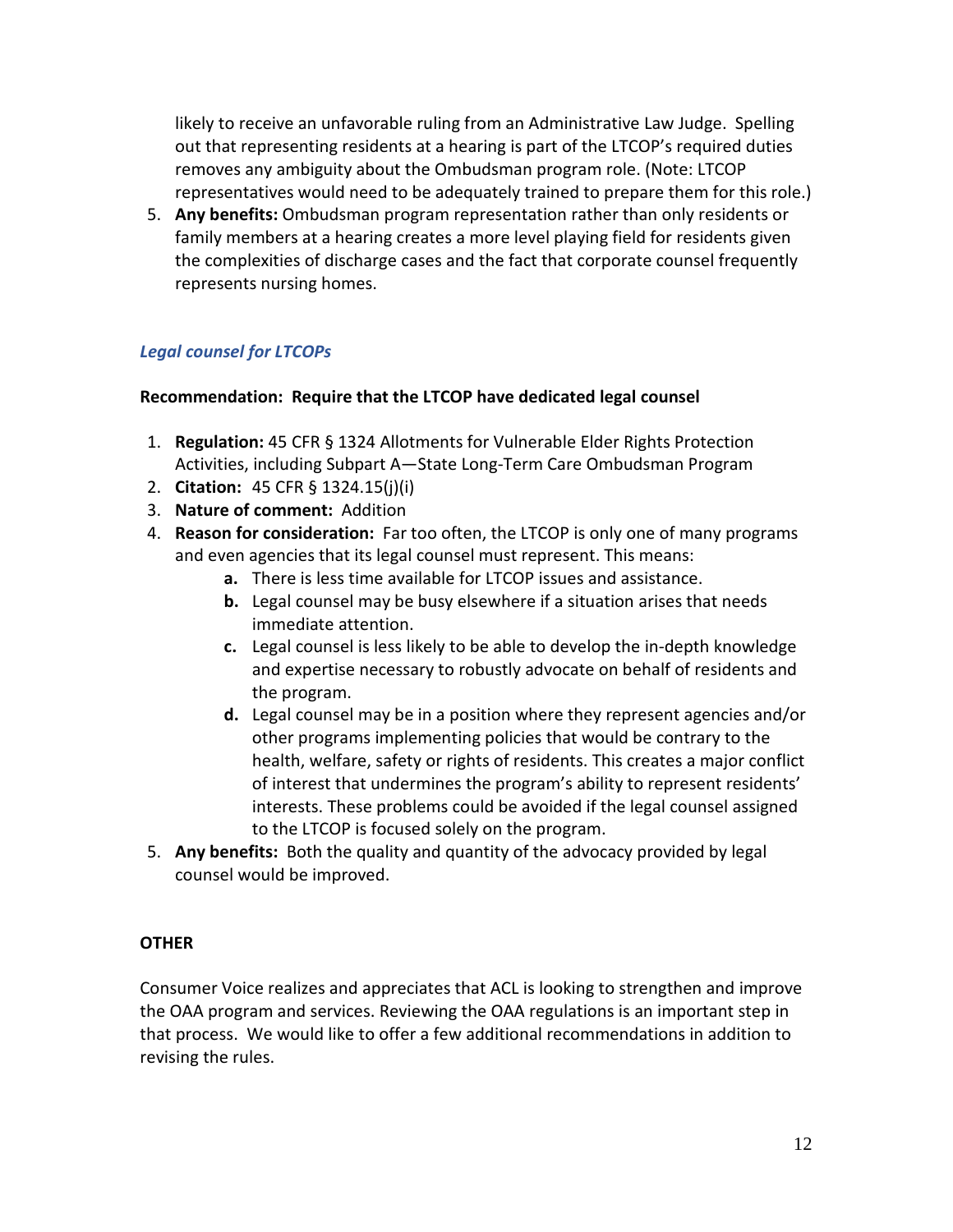likely to receive an unfavorable ruling from an Administrative Law Judge. Spelling out that representing residents at a hearing is part of the LTCOP's required duties removes any ambiguity about the Ombudsman program role. (Note: LTCOP representatives would need to be adequately trained to prepare them for this role.)

5. **Any benefits:** Ombudsman program representation rather than only residents or family members at a hearing creates a more level playing field for residents given the complexities of discharge cases and the fact that corporate counsel frequently represents nursing homes.

### *Legal counsel for LTCOPs*

**Recommendation: Require that the LTCOP have dedicated legal counsel**

1. **Regulation:** 45 CFR § 1324 Allotments for Vulnerable Elder Rights Protection Activities, including Subpart A—State Long-Term Care Ombudsman Program
2. **Citation:** 45 CFR § 1324.15(j)(i)
3. **Nature of comment:** Addition
4. **Reason for consideration:** Far too often, the LTCOP is only one of many programs and even agencies that its legal counsel must represent. This means:
    - **a.** There is less time available for LTCOP issues and assistance.
    - **b.** Legal counsel may be busy elsewhere if a situation arises that needs immediate attention.
    - **c.** Legal counsel is less likely to be able to develop the in-depth knowledge and expertise necessary to robustly advocate on behalf of residents and the program.
    - **d.** Legal counsel may be in a position where they represent agencies and/or other programs implementing policies that would be contrary to the health, welfare, safety or rights of residents. This creates a major conflict of interest that undermines the program's ability to represent residents' interests. These problems could be avoided if the legal counsel assigned to the LTCOP is focused solely on the program.
5. **Any benefits:** Both the quality and quantity of the advocacy provided by legal counsel would be improved.

## OTHER

Consumer Voice realizes and appreciates that ACL is looking to strengthen and improve the OAA program and services. Reviewing the OAA regulations is an important step in that process. We would like to offer a few additional recommendations in addition to revising the rules.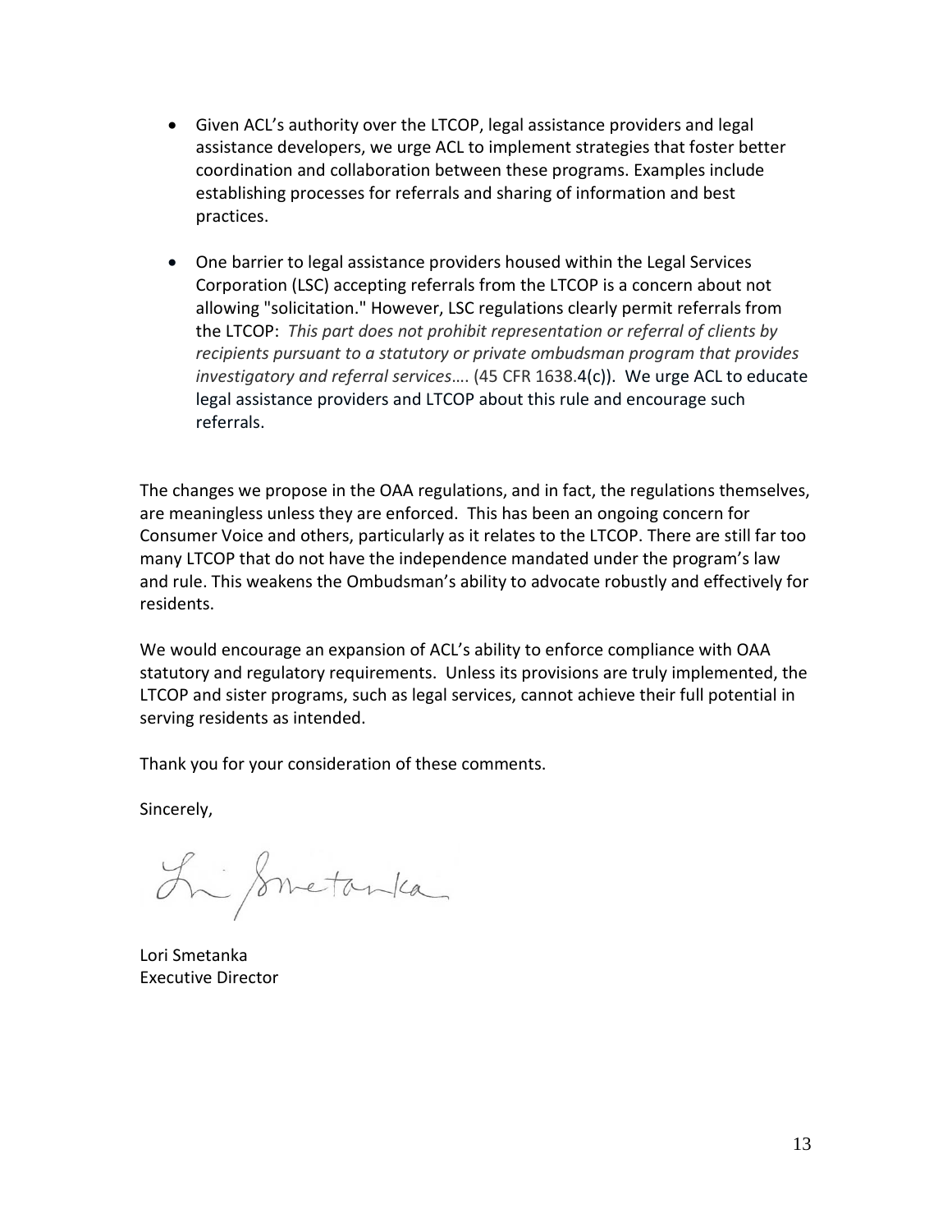- Given ACL's authority over the LTCOP, legal assistance providers and legal assistance developers, we urge ACL to implement strategies that foster better coordination and collaboration between these programs. Examples include establishing processes for referrals and sharing of information and best practices.

- One barrier to legal assistance providers housed within the Legal Services Corporation (LSC) accepting referrals from the LTCOP is a concern about not allowing "solicitation." However, LSC regulations clearly permit referrals from the LTCOP: *This part does not prohibit representation or referral of clients by recipients pursuant to a statutory or private ombudsman program that provides investigatory and referral services*…. (45 CFR 1638.4(c)). We urge ACL to educate legal assistance providers and LTCOP about this rule and encourage such referrals.

The changes we propose in the OAA regulations, and in fact, the regulations themselves, are meaningless unless they are enforced. This has been an ongoing concern for Consumer Voice and others, particularly as it relates to the LTCOP. There are still far too many LTCOP that do not have the independence mandated under the program's law and rule. This weakens the Ombudsman's ability to advocate robustly and effectively for residents.

We would encourage an expansion of ACL's ability to enforce compliance with OAA statutory and regulatory requirements. Unless its provisions are truly implemented, the LTCOP and sister programs, such as legal services, cannot achieve their full potential in serving residents as intended.

Thank you for your consideration of these comments.

Sincerely,

Lori Smetanka
Executive Director